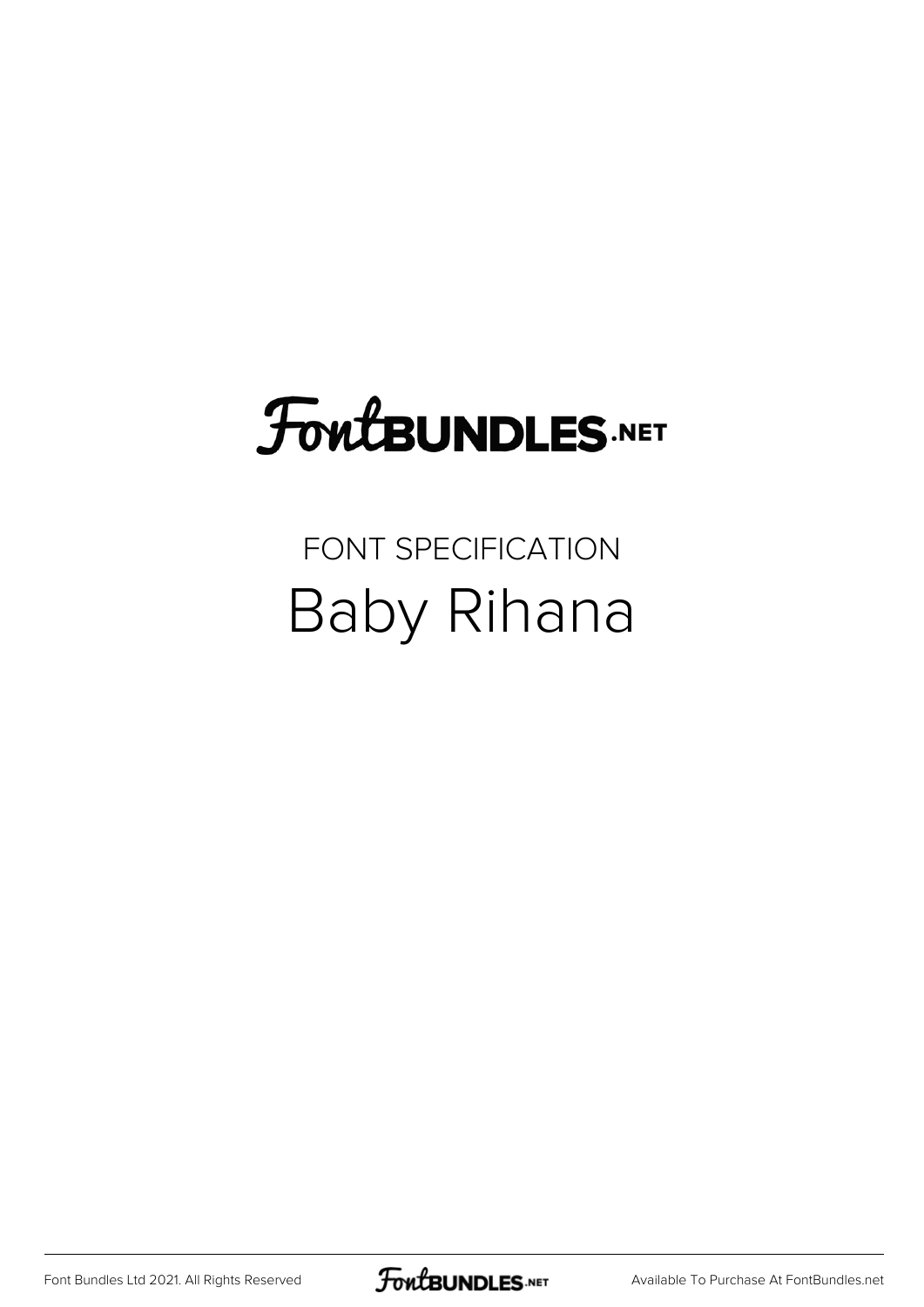# FontBUNDLES.NET

FONT SPECIFICATION

## Baby Rihana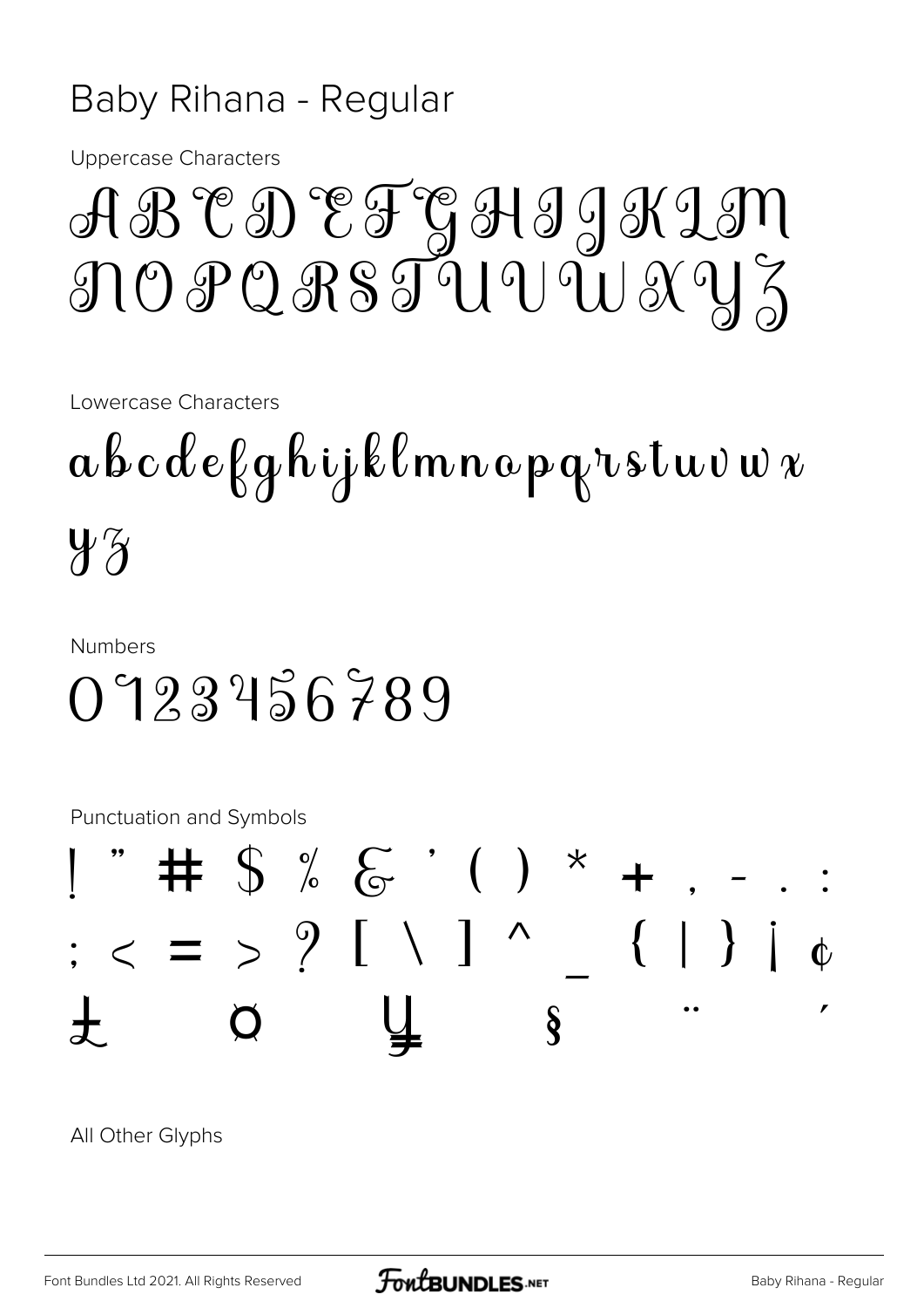# Baby Rihana - Regular

Uppercase Characters

A B C D E F G H I J K L M
N O P Q R S T U V W X Y Z

Lowercase Characters

a b c d e f g h i j k l m n o p q r s t u v w x
y z

Numbers

0 1 2 3 4 5 6 7 8 9

Punctuation and Symbols

! " # $ % & ' ( ) * + , - . :
; < = > ? [ \ ] ^ _ { | } ¡ ¢
£ ¤ ¥ § ¨ ´

All Other Glyphs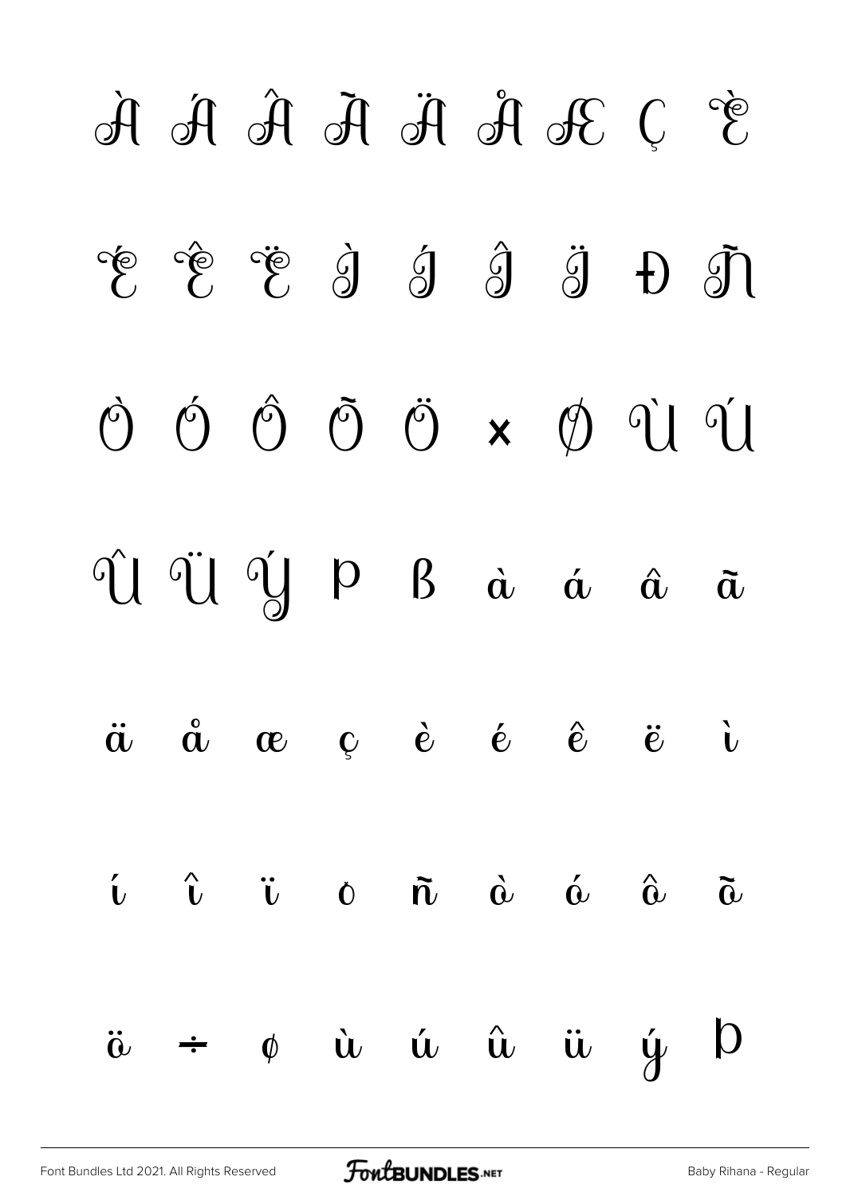À Á Â Ã Ä Å Æ Ç È

É Ê Ë Ì Í Î Ï Ð Ñ

Ò Ó Ô Õ Ö × Ø Ù Ú

Û Ü Ý Þ ß à á â ã

ä å æ ç è é ê ë ì

í î ï ð ñ ò ó ô õ

ö ÷ ø ù ú û ü ý þ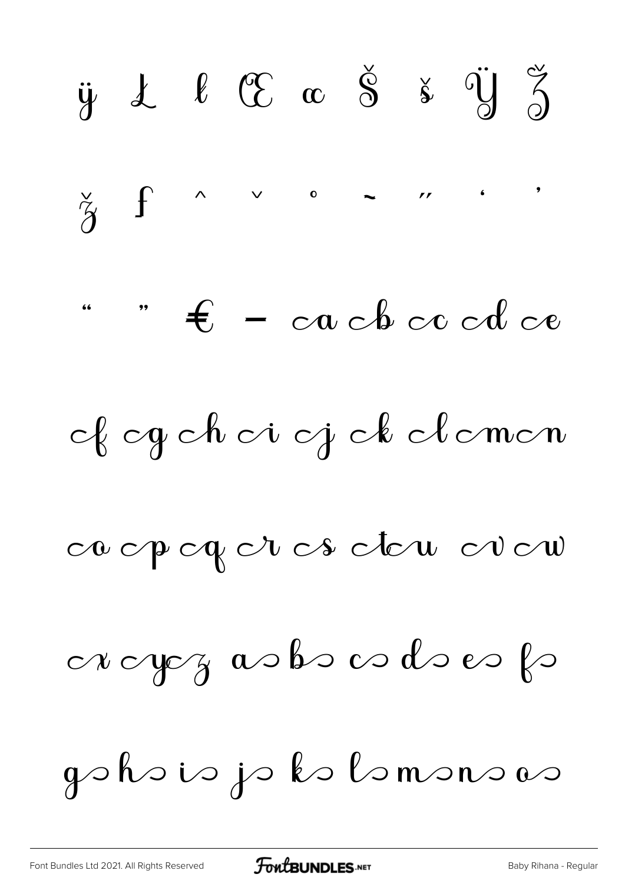ÿ Ł ł Œ œ Š š Ÿ Ž

ž ƒ ˆ ˇ ˚ ˜ ˝ ‘ ’

“ ” € – ca cb cc cd ce

cf cg ch ci cj ck cl cm cn

co cp cq cr cs ct cu cv cw

cx cy cz a b c d e f

g h i j k l m n o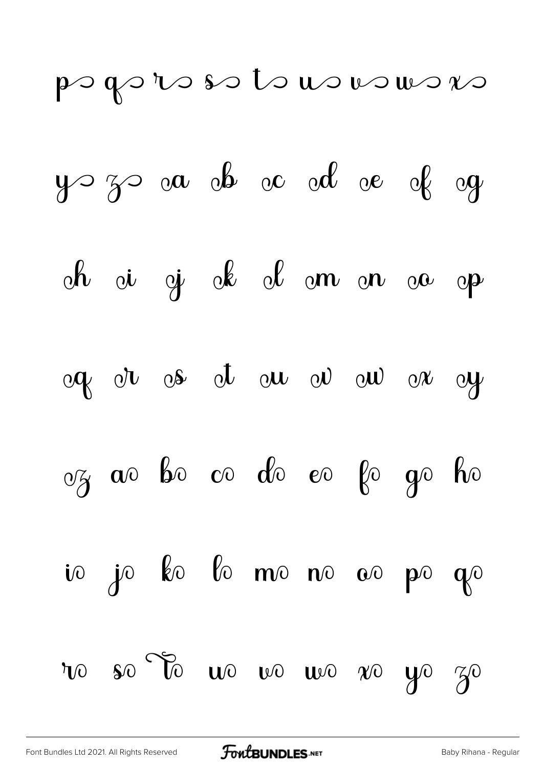p q r s t u v w x

y z oa ob oc od oe of og

oh oi oj ok ol om on oo op

oq or os ot ou ov ow ox oy

oz ao bo co do eo fo go ho

io jo ko lo mo no oo po qo

ro so To uo vo wo xo yo zo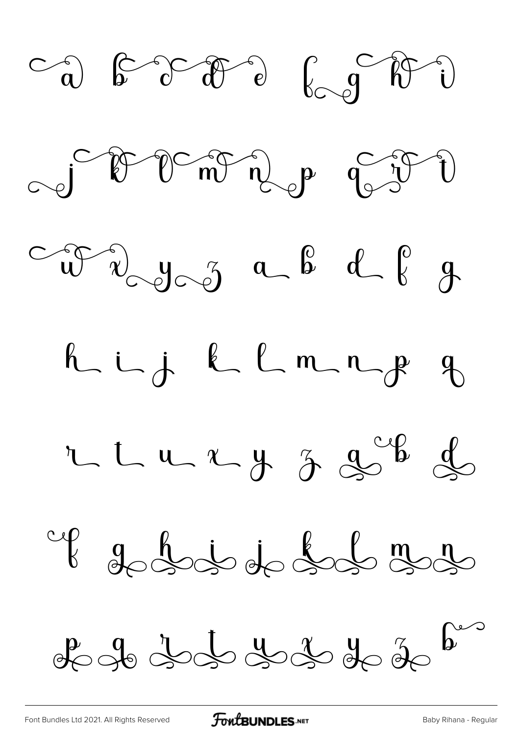a b c d e f g h i

j k l m n p q r t

w x y z a b d f g

h i j k l m n p q

r t u x y z a b d

f g h i j k l m n

p q r t u x y z b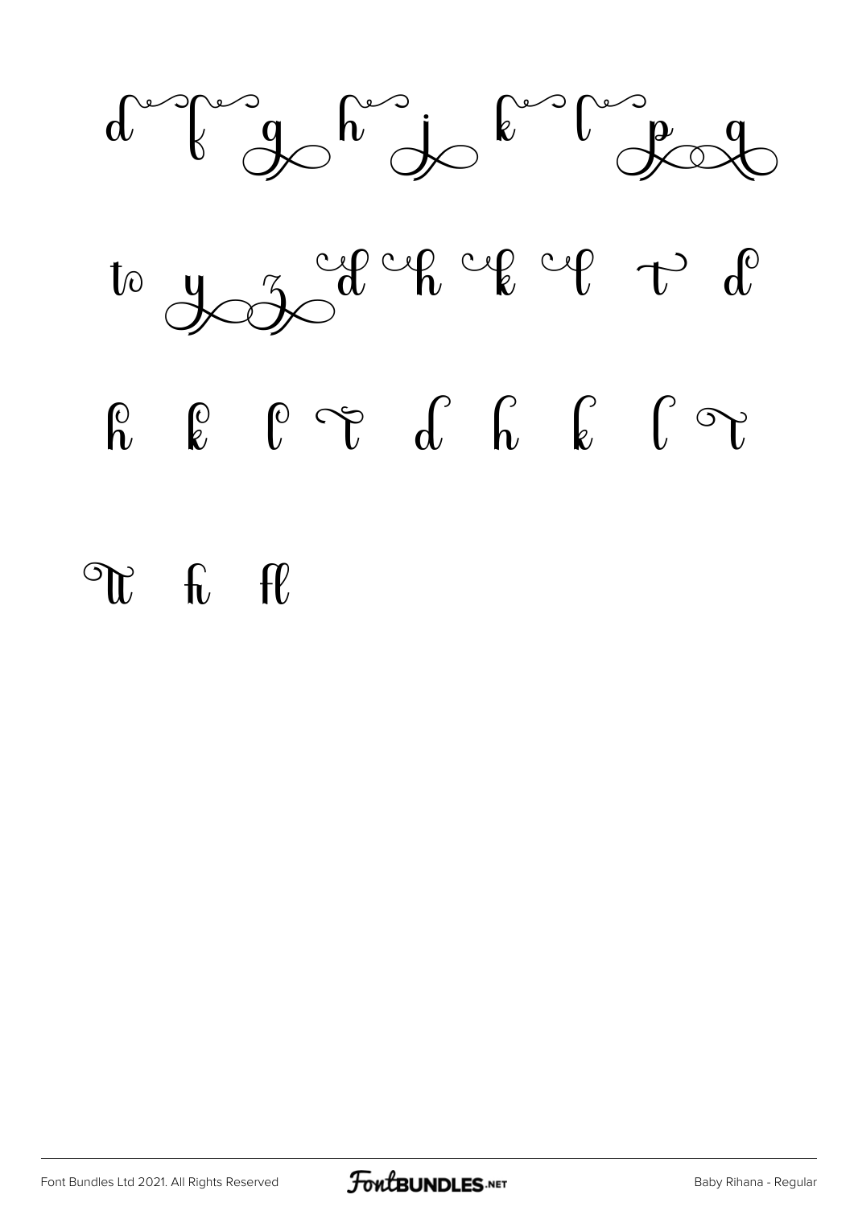d f g h j k l p q

t y z d h k l t d

h k l t d h k l t

tt fi fl